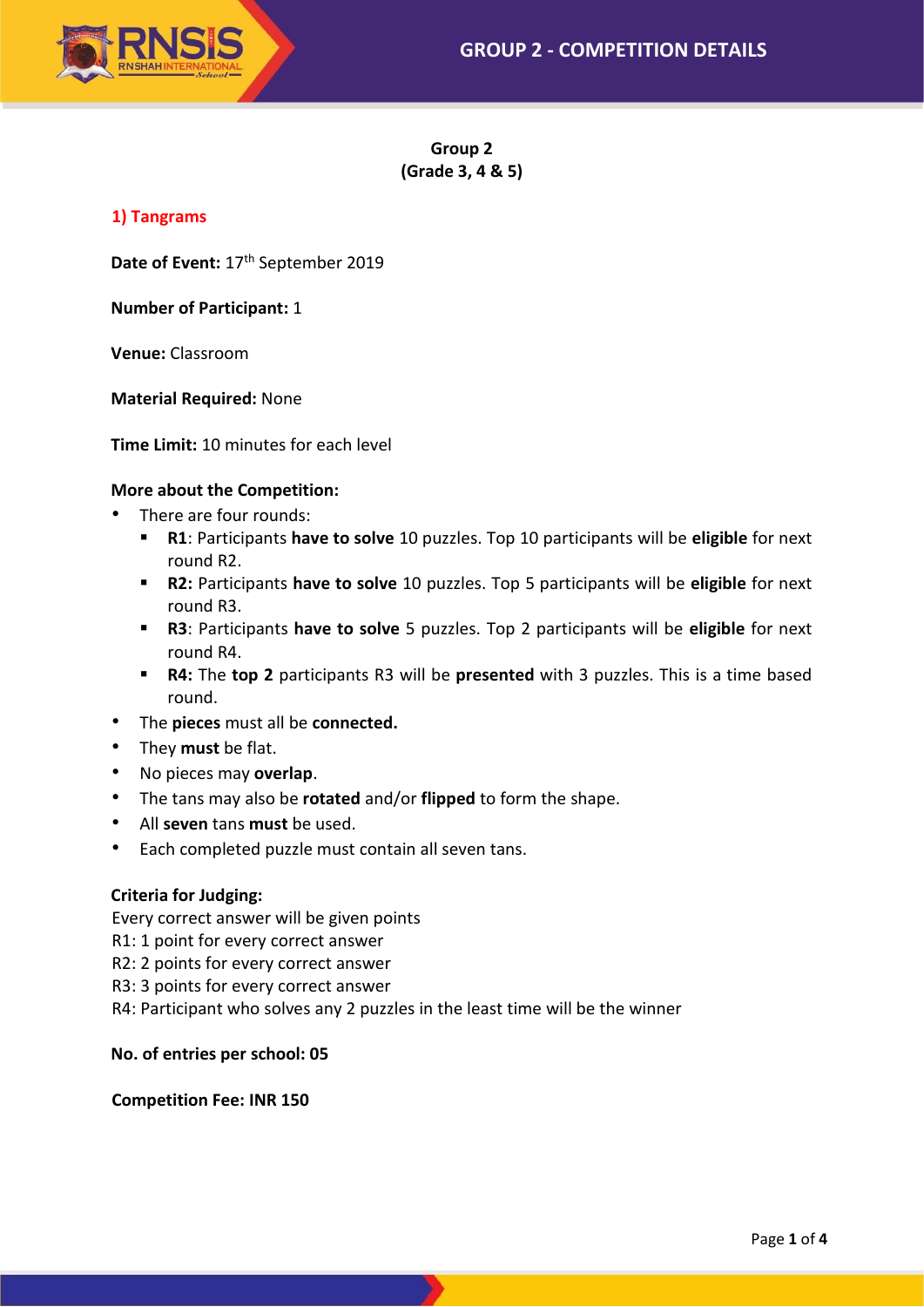# GROUP 2 - COMPETITION DETAILS

**Group 2**
**(Grade 3, 4 & 5)**

## 1) Tangrams

**Date of Event:** 17th September 2019

**Number of Participant:** 1

**Venue:** Classroom

**Material Required:** None

**Time Limit:** 10 minutes for each level

**More about the Competition:**

- There are four rounds:
  - **R1**: Participants **have to solve** 10 puzzles. Top 10 participants will be **eligible** for next round R2.
  - **R2:** Participants **have to solve** 10 puzzles. Top 5 participants will be **eligible** for next round R3.
  - **R3**: Participants **have to solve** 5 puzzles. Top 2 participants will be **eligible** for next round R4.
  - **R4:** The **top 2** participants R3 will be **presented** with 3 puzzles. This is a time based round.
- The **pieces** must all be **connected.**
- They **must** be flat.
- No pieces may **overlap**.
- The tans may also be **rotated** and/or **flipped** to form the shape.
- All **seven** tans **must** be used.
- Each completed puzzle must contain all seven tans.

**Criteria for Judging:**

Every correct answer will be given points
R1: 1 point for every correct answer
R2: 2 points for every correct answer
R3: 3 points for every correct answer
R4: Participant who solves any 2 puzzles in the least time will be the winner

**No. of entries per school: 05**

**Competition Fee: INR 150**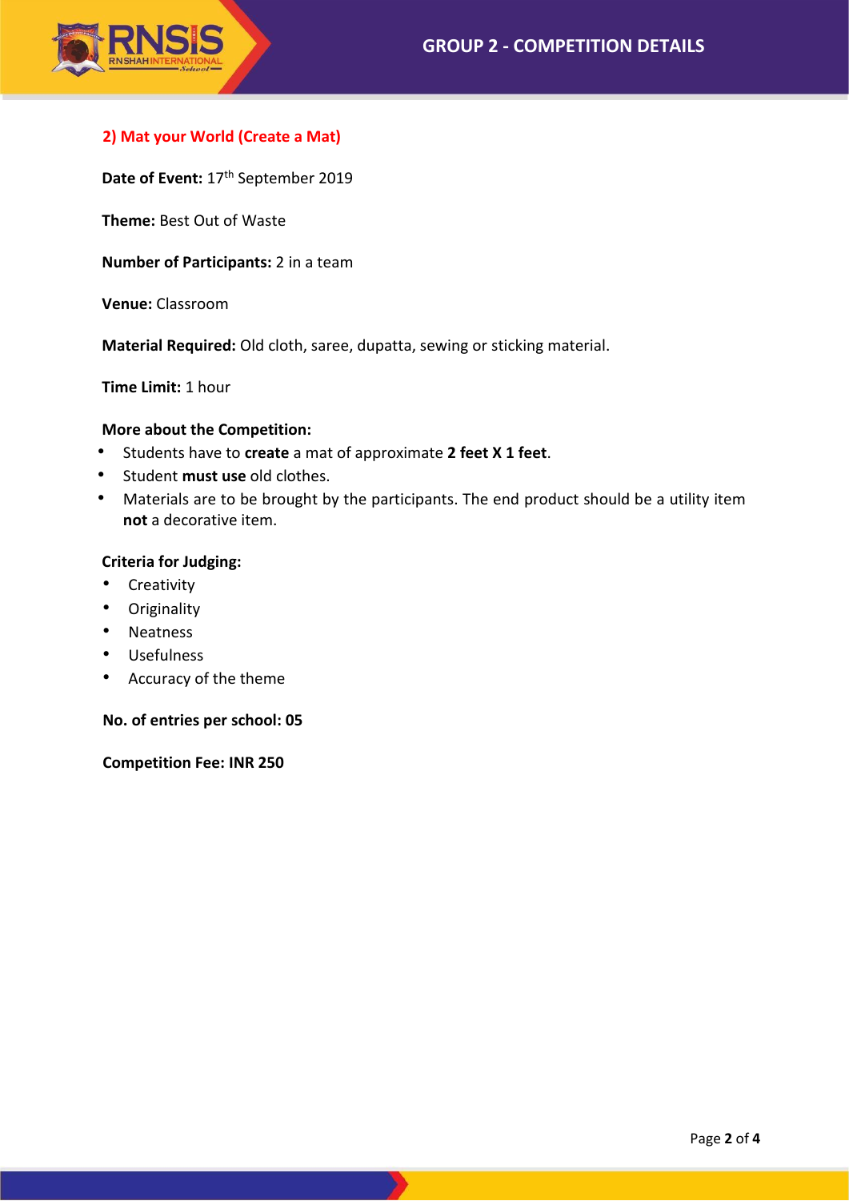## 2) Mat your World (Create a Mat)

**Date of Event:** 17th September 2019

**Theme:** Best Out of Waste

**Number of Participants:** 2 in a team

**Venue:** Classroom

**Material Required:** Old cloth, saree, dupatta, sewing or sticking material.

**Time Limit:** 1 hour

**More about the Competition:**

- Students have to **create** a mat of approximate **2 feet X 1 feet**.
- Student **must use** old clothes.
- Materials are to be brought by the participants. The end product should be a utility item **not** a decorative item.

**Criteria for Judging:**

- Creativity
- Originality
- Neatness
- Usefulness
- Accuracy of the theme

**No. of entries per school: 05**

**Competition Fee: INR 250**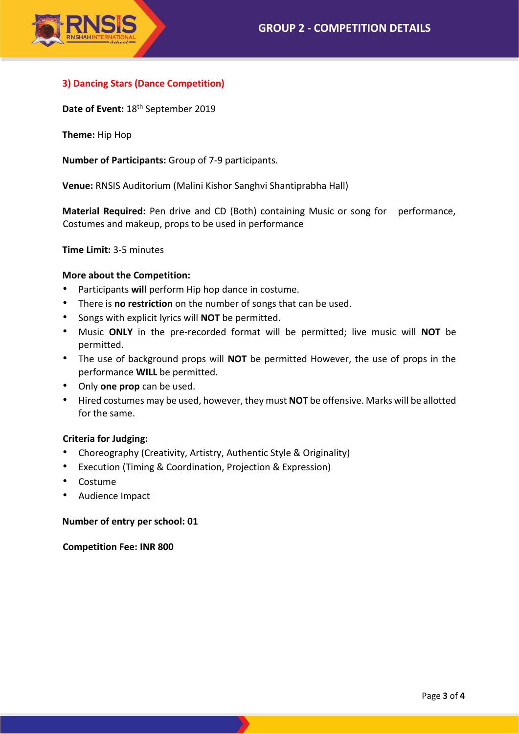## GROUP 2 - COMPETITION DETAILS

### 3) Dancing Stars (Dance Competition)

**Date of Event:** 18th September 2019

**Theme:** Hip Hop

**Number of Participants:** Group of 7-9 participants.

**Venue:** RNSIS Auditorium (Malini Kishor Sanghvi Shantiprabha Hall)

**Material Required:** Pen drive and CD (Both) containing Music or song for performance, Costumes and makeup, props to be used in performance

**Time Limit:** 3-5 minutes

**More about the Competition:**

- Participants **will** perform Hip hop dance in costume.
- There is **no restriction** on the number of songs that can be used.
- Songs with explicit lyrics will **NOT** be permitted.
- Music **ONLY** in the pre-recorded format will be permitted; live music will **NOT** be permitted.
- The use of background props will **NOT** be permitted However, the use of props in the performance **WILL** be permitted.
- Only **one prop** can be used.
- Hired costumes may be used, however, they must **NOT** be offensive. Marks will be allotted for the same.

**Criteria for Judging:**

- Choreography (Creativity, Artistry, Authentic Style & Originality)
- Execution (Timing & Coordination, Projection & Expression)
- Costume
- Audience Impact

**Number of entry per school: 01**

**Competition Fee: INR 800**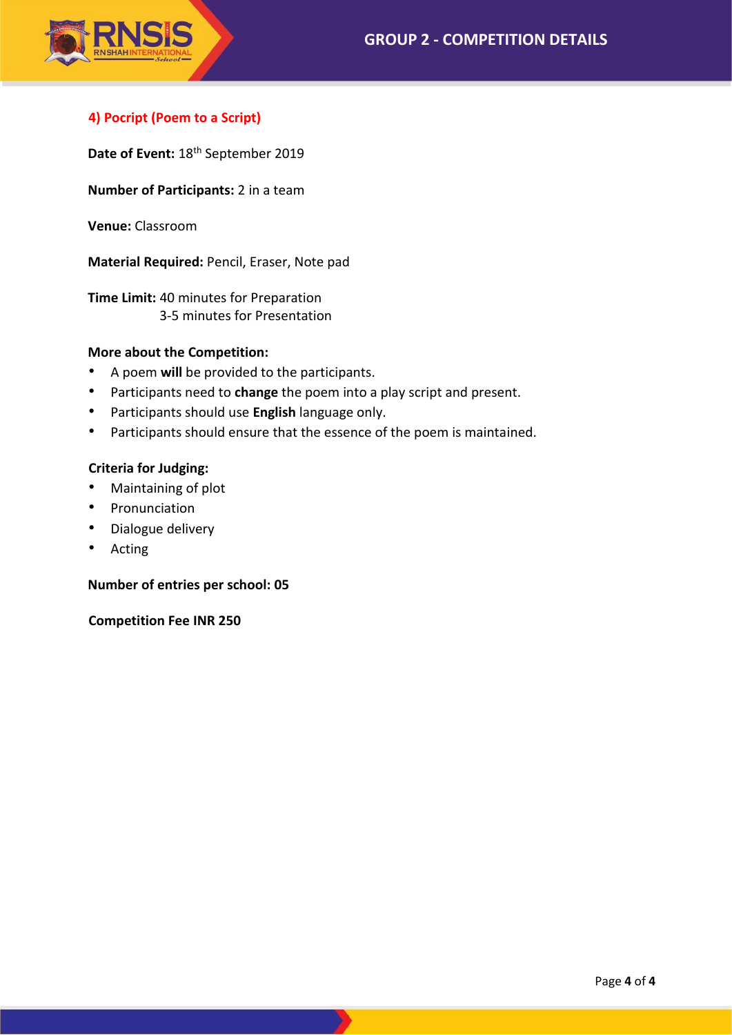## 4) Pocript (Poem to a Script)

**Date of Event:** 18th September 2019

**Number of Participants:** 2 in a team

**Venue:** Classroom

**Material Required:** Pencil, Eraser, Note pad

**Time Limit:** 40 minutes for Preparation
3-5 minutes for Presentation

**More about the Competition:**

- A poem **will** be provided to the participants.
- Participants need to **change** the poem into a play script and present.
- Participants should use **English** language only.
- Participants should ensure that the essence of the poem is maintained.

**Criteria for Judging:**

- Maintaining of plot
- Pronunciation
- Dialogue delivery
- Acting

**Number of entries per school: 05**

**Competition Fee INR 250**